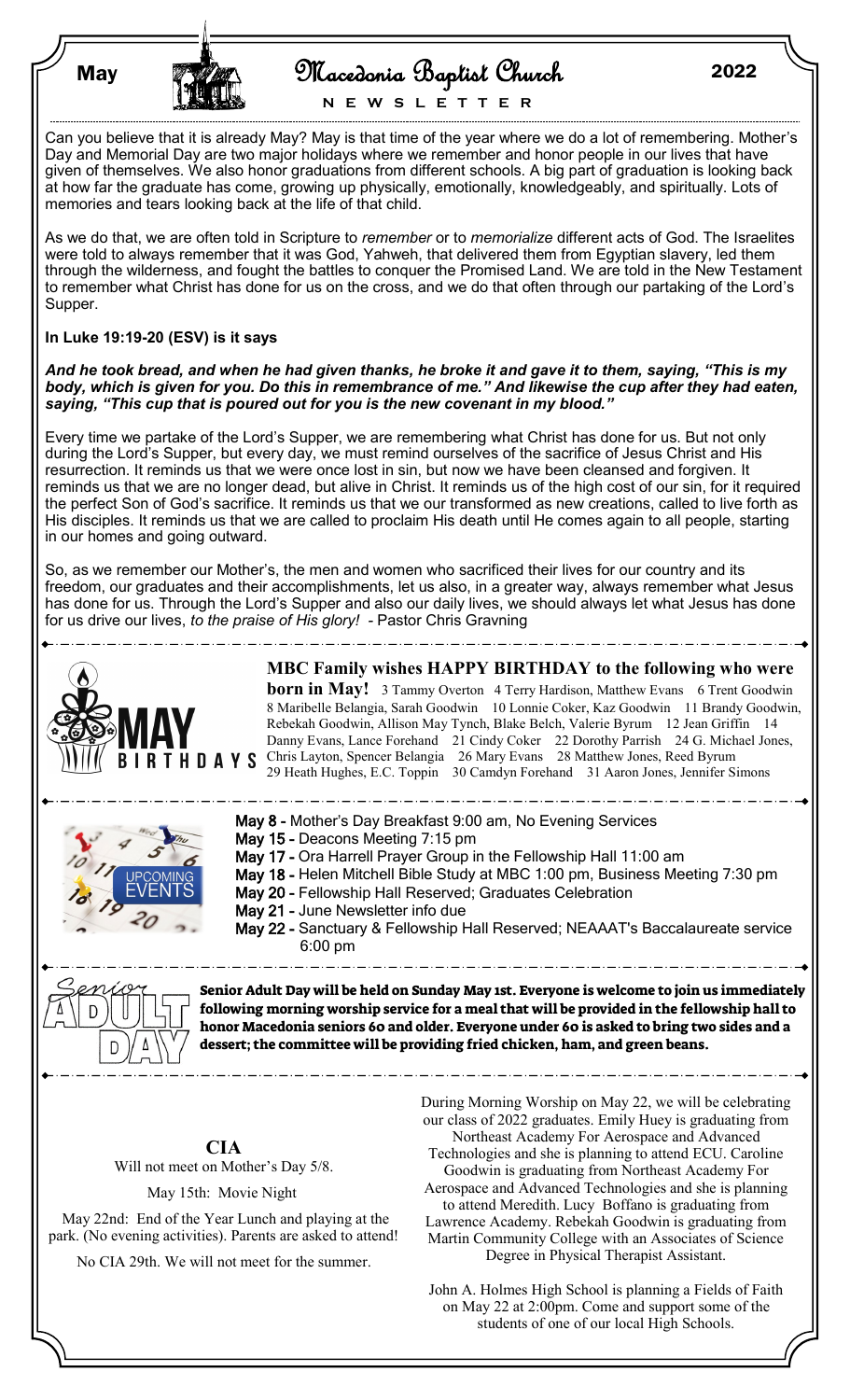# May — Macedonia Baptist Church — 2022

**NEWSLETTER**

Can you believe that it is already May? May is that time of the year where we do a lot of remembering. Mother's Day and Memorial Day are two major holidays where we remember and honor people in our lives that have given of themselves. We also honor graduations from different schools. A big part of graduation is looking back at how far the graduate has come, growing up physically, emotionally, knowledgeably, and spiritually. Lots of memories and tears looking back at the life of that child.

As we do that, we are often told in Scripture to *remember* or to *memorialize* different acts of God. The Israelites were told to always remember that it was God, Yahweh, that delivered them from Egyptian slavery, led them through the wilderness, and fought the battles to conquer the Promised Land. We are told in the New Testament to remember what Christ has done for us on the cross, and we do that often through our partaking of the Lord's Supper.

**In Luke 19:19-20 (ESV) is it says**

***And he took bread, and when he had given thanks, he broke it and gave it to them, saying, "This is my body, which is given for you. Do this in remembrance of me." And likewise the cup after they had eaten, saying, "This cup that is poured out for you is the new covenant in my blood."***

Every time we partake of the Lord's Supper, we are remembering what Christ has done for us. But not only during the Lord's Supper, but every day, we must remind ourselves of the sacrifice of Jesus Christ and His resurrection. It reminds us that we were once lost in sin, but now we have been cleansed and forgiven. It reminds us that we are no longer dead, but alive in Christ. It reminds us of the high cost of our sin, for it required the perfect Son of God's sacrifice. It reminds us that we our transformed as new creations, called to live forth as His disciples. It reminds us that we are called to proclaim His death until He comes again to all people, starting in our homes and going outward.

So, as we remember our Mother's, the men and women who sacrificed their lives for our country and its freedom, our graduates and their accomplishments, let us also, in a greater way, always remember what Jesus has done for us. Through the Lord's Supper and also our daily lives, we should always let what Jesus has done for us drive our lives, *to the praise of His glory!* - Pastor Chris Gravning

## MAY BIRTHDAYS

**MBC Family wishes HAPPY BIRTHDAY to the following who were born in May!** 3 Tammy Overton 4 Terry Hardison, Matthew Evans 6 Trent Goodwin 8 Maribelle Belangia, Sarah Goodwin 10 Lonnie Coker, Kaz Goodwin 11 Brandy Goodwin, Rebekah Goodwin, Allison May Tynch, Blake Belch, Valerie Byrum 12 Jean Griffin 14 Danny Evans, Lance Forehand 21 Cindy Coker 22 Dorothy Parrish 24 G. Michael Jones, Chris Layton, Spencer Belangia 26 Mary Evans 28 Matthew Jones, Reed Byrum 29 Heath Hughes, E.C. Toppin 30 Camdyn Forehand 31 Aaron Jones, Jennifer Simons

## UPCOMING EVENTS

- **May 8 -** Mother's Day Breakfast 9:00 am, No Evening Services
- **May 15 -** Deacons Meeting 7:15 pm
- **May 17 -** Ora Harrell Prayer Group in the Fellowship Hall 11:00 am
- **May 18 -** Helen Mitchell Bible Study at MBC 1:00 pm, Business Meeting 7:30 pm
- **May 20 -** Fellowship Hall Reserved; Graduates Celebration
- **May 21 -** June Newsletter info due
- **May 22 -** Sanctuary & Fellowship Hall Reserved; NEAAAT's Baccalaureate service 6:00 pm

## Senior Adult Day

**Senior Adult Day will be held on Sunday May 1st. Everyone is welcome to join us immediately following morning worship service for a meal that will be provided in the fellowship hall to honor Macedonia seniors 60 and older. Everyone under 60 is asked to bring two sides and a dessert; the committee will be providing fried chicken, ham, and green beans.**

## CIA

Will not meet on Mother's Day 5/8.

May 15th: Movie Night

May 22nd: End of the Year Lunch and playing at the park. (No evening activities). Parents are asked to attend!

No CIA 29th. We will not meet for the summer.

During Morning Worship on May 22, we will be celebrating our class of 2022 graduates. Emily Huey is graduating from Northeast Academy For Aerospace and Advanced Technologies and she is planning to attend ECU. Caroline Goodwin is graduating from Northeast Academy For Aerospace and Advanced Technologies and she is planning to attend Meredith. Lucy Boffano is graduating from Lawrence Academy. Rebekah Goodwin is graduating from Martin Community College with an Associates of Science Degree in Physical Therapist Assistant.

John A. Holmes High School is planning a Fields of Faith on May 22 at 2:00pm. Come and support some of the students of one of our local High Schools.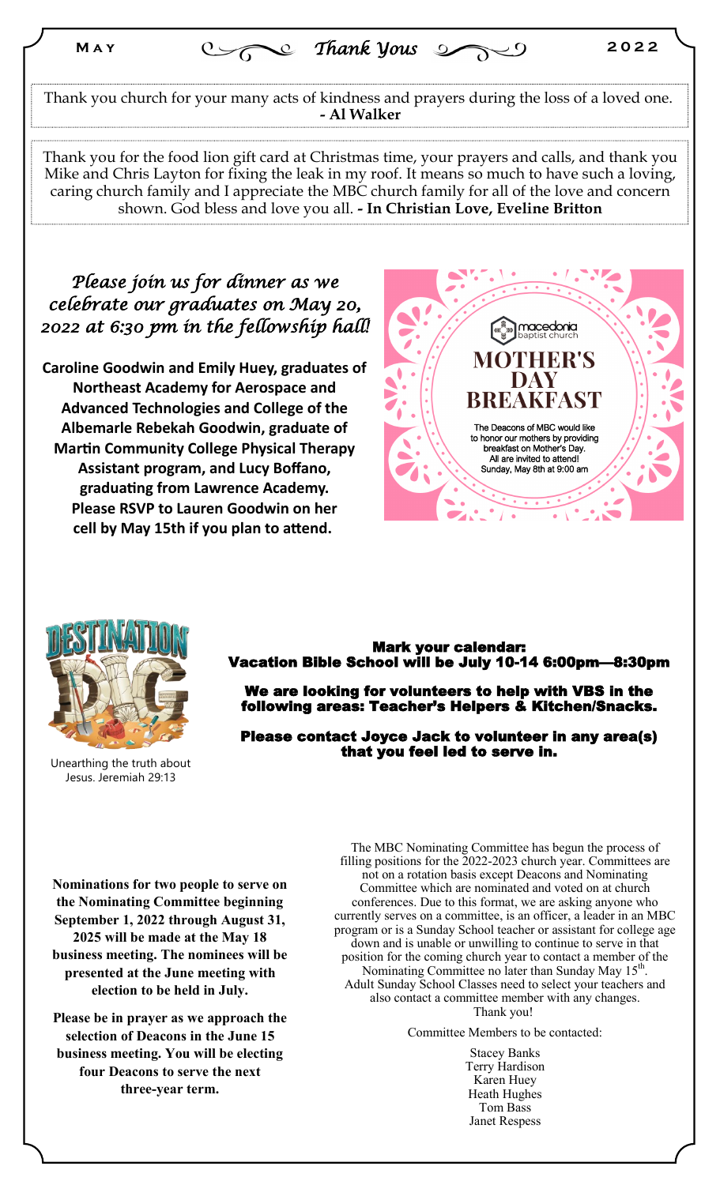# Thank Yous

Thank you church for your many acts of kindness and prayers during the loss of a loved one. **- Al Walker**

Thank you for the food lion gift card at Christmas time, your prayers and calls, and thank you Mike and Chris Layton for fixing the leak in my roof. It means so much to have such a loving, caring church family and I appreciate the MBC church family for all of the love and concern shown. God bless and love you all. **- In Christian Love, Eveline Britton**

*Please join us for dinner as we celebrate our graduates on May 20, 2022 at 6:30 pm in the fellowship hall!*

**Caroline Goodwin and Emily Huey, graduates of Northeast Academy for Aerospace and Advanced Technologies and College of the Albemarle Rebekah Goodwin, graduate of Martin Community College Physical Therapy Assistant program, and Lucy Boffano, graduating from Lawrence Academy. Please RSVP to Lauren Goodwin on her cell by May 15th if you plan to attend.**

macedonia baptist church

## MOTHER'S DAY BREAKFAST

The Deacons of MBC would like to honor our mothers by providing breakfast on Mother's Day. All are invited to attend! Sunday, May 8th at 9:00 am

DESTINATION DIG

Unearthing the truth about Jesus. Jeremiah 29:13

**Mark your calendar: Vacation Bible School will be July 10-14 6:00pm—8:30pm**

**We are looking for volunteers to help with VBS in the following areas: Teacher's Helpers & Kitchen/Snacks.**

**Please contact Joyce Jack to volunteer in any area(s) that you feel led to serve in.**

**Nominations for two people to serve on the Nominating Committee beginning September 1, 2022 through August 31, 2025 will be made at the May 18 business meeting. The nominees will be presented at the June meeting with election to be held in July.**

**Please be in prayer as we approach the selection of Deacons in the June 15 business meeting. You will be electing four Deacons to serve the next three-year term.**

The MBC Nominating Committee has begun the process of filling positions for the 2022-2023 church year. Committees are not on a rotation basis except Deacons and Nominating Committee which are nominated and voted on at church conferences. Due to this format, we are asking anyone who currently serves on a committee, is an officer, a leader in an MBC program or is a Sunday School teacher or assistant for college age down and is unable or unwilling to continue to serve in that position for the coming church year to contact a member of the Nominating Committee no later than Sunday May 15th. Adult Sunday School Classes need to select your teachers and also contact a committee member with any changes. Thank you!

Committee Members to be contacted:

Stacey Banks
Terry Hardison
Karen Huey
Heath Hughes
Tom Bass
Janet Respess